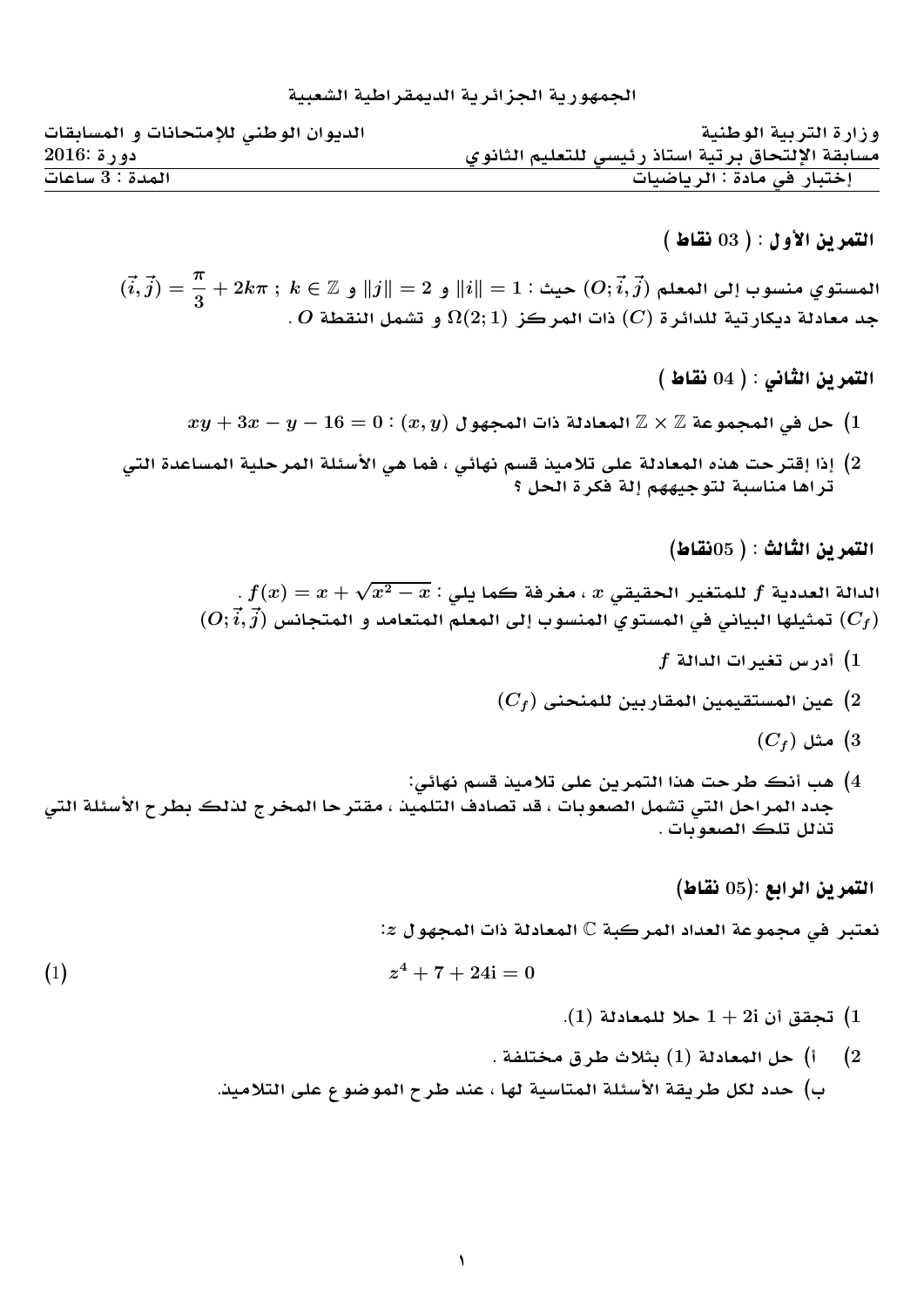الجمهورية الجزائرية الديمقراطية الشعبية

وزارة التربية الوطنية — الديوان الوطني للإمتحانات و المسابقات

مسابقة الإلتحاق برتبة استاذ رئيسي للتعليم الثانوي — دورة :2016

إختبار في مادة : الرياضيات — المدة : 3 ساعات

## التمرين الأول : ( 03 نقاط )

المستوي منسوب إلى المعلم $(O;\vec{i},\vec{j})$ حيث : $\|i\| = 1$ و $\|j\| = 2$ و $k \in \mathbb{Z}$ ; $(\vec{i},\vec{j}) = \dfrac{\pi}{3} + 2k\pi$

جد معادلة ديكارتية للدائرة $(C)$ ذات المركز $\Omega(2;1)$ و تشمل النقطة $O$ .

## التمرين الثاني : ( 04 نقاط )

1) حل في المجموعة $\mathbb{Z} \times \mathbb{Z}$ المعادلة ذات المجهول $(x,y)$ : $xy + 3x - y - 16 = 0$

2) إذا إقترحت هذه المعادلة على تلاميذ قسم نهائي ، فما هي الأسئلة المرحلية المساعدة التي تراها مناسبة لتوجيههم إلة فكرة الحل ؟

## التمرين الثالث : ( 05نقاط)

الدالة العددية $f$ للمتغير الحقيقي $x$ ، مغرفة كما يلي : $f(x) = x + \sqrt{x^2 - x}$ .

$(C_f)$ تمثيلها البياني في المستوي المنسوب إلى المعلم المتعامد و المتجانس $(O;\vec{i},\vec{j})$

1) أدرس تغيرات الدالة $f$

2) عين المستقيمين المقاربين للمنحنى $(C_f)$

3) مثل $(C_f)$

4) هب أنك طرحت هذا التمرين على تلاميذ قسم نهائي:
جدد المراحل التي تشمل الصعوبات ، قد تصادف التلميذ ، مقترحا المخرج لذلك بطرح الأسئلة التي تذلل تلك الصعوبات .

## التمرين الرابع :(05 نقاط)

نعتبر في مجموعة العداد المركبة $\mathbb{C}$ المعادلة ذات المجهول $z$:

$$z^4 + 7 + 24\mathrm{i} = 0 \qquad (1)$$

1) تحقق أن $1 + 2\mathrm{i}$ حلا للمعادلة $(1)$.

2) أ) حل المعادلة $(1)$ بثلاث طرق مختلفة .

ب) حدد لكل طريقة الأسئلة المتاسية لها ، عند طرح الموضوع على التلاميذ.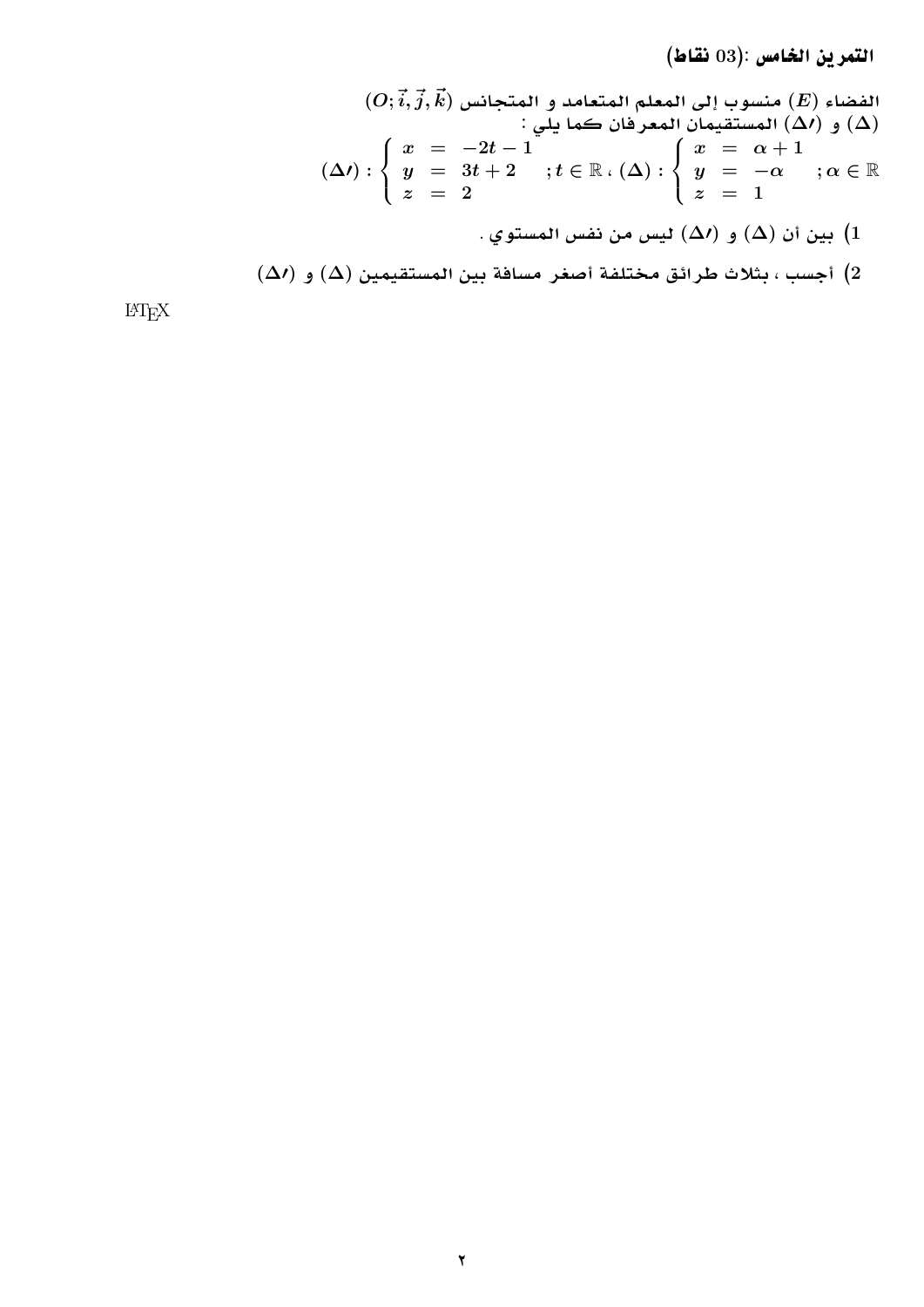**التمرين الخامس :(03 نقاط)**

الفضاء $(E)$ منسوب إلى المعلم المتعامد و المتجانس $(O;\vec{i},\vec{j},\vec{k})$
$(\Delta)$ و $(\Delta')$ المستقيمان المعرفان كما يلي :

$$(\Delta') : \left\{ \begin{array}{lcl} x & = & -2t-1 \\ y & = & 3t+2 \\ z & = & 2 \end{array} \right. ; t \in \mathbb{R} \text{ ، } (\Delta) : \left\{ \begin{array}{lcl} x & = & \alpha+1 \\ y & = & -\alpha \\ z & = & 1 \end{array} \right. ; \alpha \in \mathbb{R}$$

1) بين أن $(\Delta)$ و $(\Delta')$ ليس من نفس المستوي .

2) أجسب ، بثلاث طرائق مختلفة أصغر مسافة بين المستقيمين $(\Delta)$ و $(\Delta')$

LaTeX